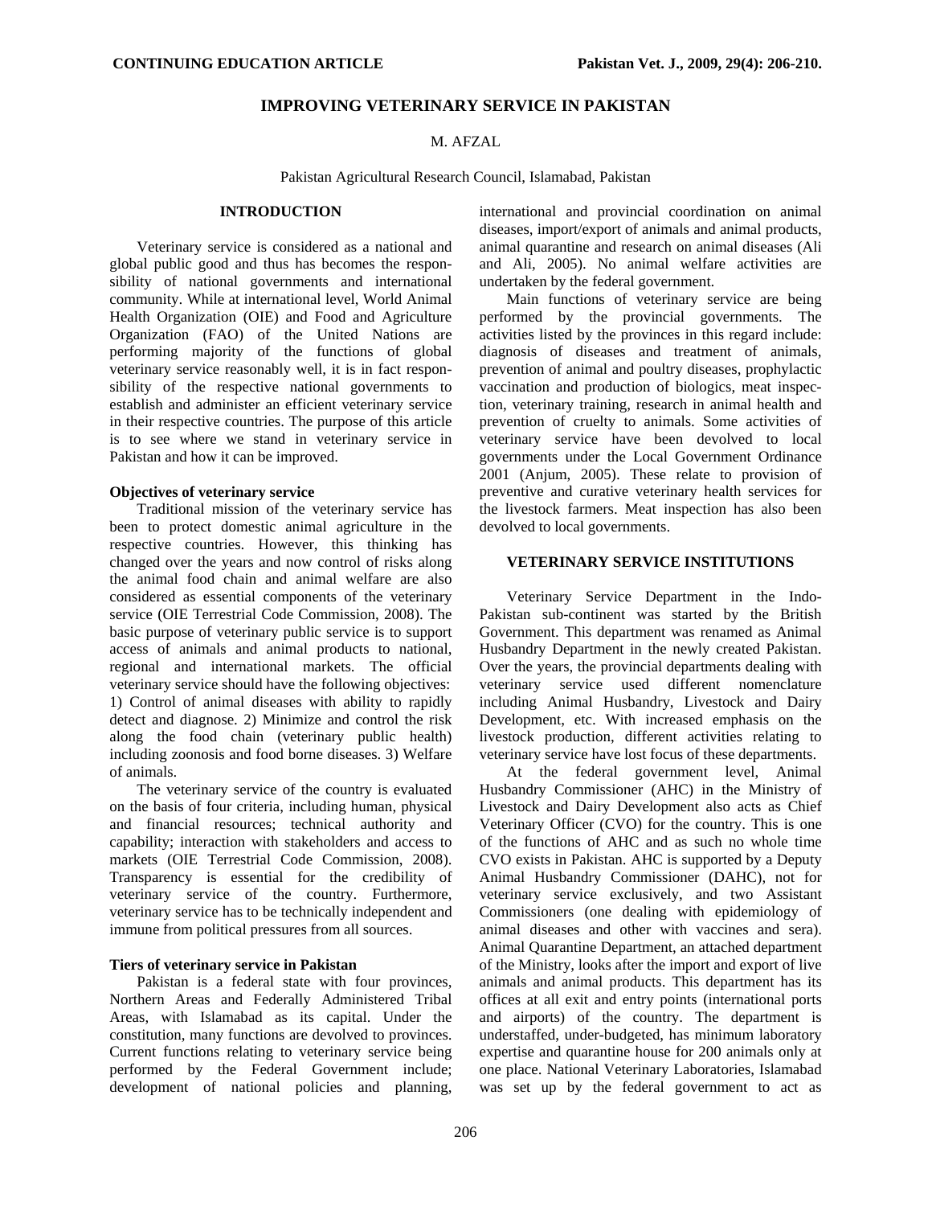**CONTINUING EDUCATION ARTICLE**

# IMPROVING VETERINARY SERVICE IN PAKISTAN

M. AFZAL

Pakistan Agricultural Research Council, Islamabad, Pakistan

## INTRODUCTION

Veterinary service is considered as a national and global public good and thus has becomes the responsibility of national governments and international community. While at international level, World Animal Health Organization (OIE) and Food and Agriculture Organization (FAO) of the United Nations are performing majority of the functions of global veterinary service reasonably well, it is in fact responsibility of the respective national governments to establish and administer an efficient veterinary service in their respective countries. The purpose of this article is to see where we stand in veterinary service in Pakistan and how it can be improved.

### Objectives of veterinary service

Traditional mission of the veterinary service has been to protect domestic animal agriculture in the respective countries. However, this thinking has changed over the years and now control of risks along the animal food chain and animal welfare are also considered as essential components of the veterinary service (OIE Terrestrial Code Commission, 2008). The basic purpose of veterinary public service is to support access of animals and animal products to national, regional and international markets. The official veterinary service should have the following objectives: 1) Control of animal diseases with ability to rapidly detect and diagnose. 2) Minimize and control the risk along the food chain (veterinary public health) including zoonosis and food borne diseases. 3) Welfare of animals.

The veterinary service of the country is evaluated on the basis of four criteria, including human, physical and financial resources; technical authority and capability; interaction with stakeholders and access to markets (OIE Terrestrial Code Commission, 2008). Transparency is essential for the credibility of veterinary service of the country. Furthermore, veterinary service has to be technically independent and immune from political pressures from all sources.

### Tiers of veterinary service in Pakistan

Pakistan is a federal state with four provinces, Northern Areas and Federally Administered Tribal Areas, with Islamabad as its capital. Under the constitution, many functions are devolved to provinces. Current functions relating to veterinary service being performed by the Federal Government include; development of national policies and planning, international and provincial coordination on animal diseases, import/export of animals and animal products, animal quarantine and research on animal diseases (Ali and Ali, 2005). No animal welfare activities are undertaken by the federal government.

Main functions of veterinary service are being performed by the provincial governments. The activities listed by the provinces in this regard include: diagnosis of diseases and treatment of animals, prevention of animal and poultry diseases, prophylactic vaccination and production of biologics, meat inspection, veterinary training, research in animal health and prevention of cruelty to animals. Some activities of veterinary service have been devolved to local governments under the Local Government Ordinance 2001 (Anjum, 2005). These relate to provision of preventive and curative veterinary health services for the livestock farmers. Meat inspection has also been devolved to local governments.

## VETERINARY SERVICE INSTITUTIONS

Veterinary Service Department in the Indo-Pakistan sub-continent was started by the British Government. This department was renamed as Animal Husbandry Department in the newly created Pakistan. Over the years, the provincial departments dealing with veterinary service used different nomenclature including Animal Husbandry, Livestock and Dairy Development, etc. With increased emphasis on the livestock production, different activities relating to veterinary service have lost focus of these departments.

At the federal government level, Animal Husbandry Commissioner (AHC) in the Ministry of Livestock and Dairy Development also acts as Chief Veterinary Officer (CVO) for the country. This is one of the functions of AHC and as such no whole time CVO exists in Pakistan. AHC is supported by a Deputy Animal Husbandry Commissioner (DAHC), not for veterinary service exclusively, and two Assistant Commissioners (one dealing with epidemiology of animal diseases and other with vaccines and sera). Animal Quarantine Department, an attached department of the Ministry, looks after the import and export of live animals and animal products. This department has its offices at all exit and entry points (international ports and airports) of the country. The department is understaffed, under-budgeted, has minimum laboratory expertise and quarantine house for 200 animals only at one place. National Veterinary Laboratories, Islamabad was set up by the federal government to act as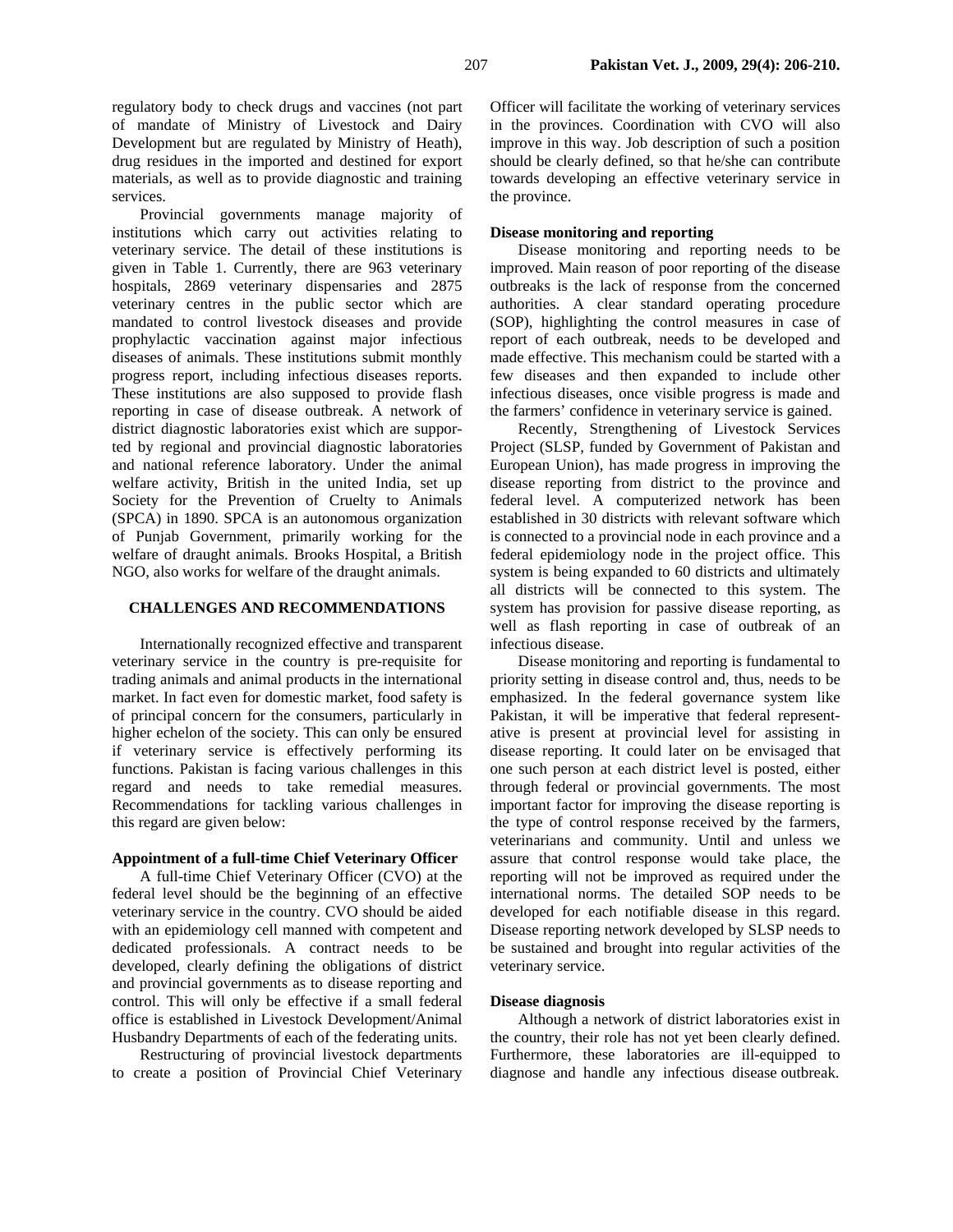regulatory body to check drugs and vaccines (not part of mandate of Ministry of Livestock and Dairy Development but are regulated by Ministry of Heath), drug residues in the imported and destined for export materials, as well as to provide diagnostic and training services.

Provincial governments manage majority of institutions which carry out activities relating to veterinary service. The detail of these institutions is given in Table 1. Currently, there are 963 veterinary hospitals, 2869 veterinary dispensaries and 2875 veterinary centres in the public sector which are mandated to control livestock diseases and provide prophylactic vaccination against major infectious diseases of animals. These institutions submit monthly progress report, including infectious diseases reports. These institutions are also supposed to provide flash reporting in case of disease outbreak. A network of district diagnostic laboratories exist which are supported by regional and provincial diagnostic laboratories and national reference laboratory. Under the animal welfare activity, British in the united India, set up Society for the Prevention of Cruelty to Animals (SPCA) in 1890. SPCA is an autonomous organization of Punjab Government, primarily working for the welfare of draught animals. Brooks Hospital, a British NGO, also works for welfare of the draught animals.

## CHALLENGES AND RECOMMENDATIONS

Internationally recognized effective and transparent veterinary service in the country is pre-requisite for trading animals and animal products in the international market. In fact even for domestic market, food safety is of principal concern for the consumers, particularly in higher echelon of the society. This can only be ensured if veterinary service is effectively performing its functions. Pakistan is facing various challenges in this regard and needs to take remedial measures. Recommendations for tackling various challenges in this regard are given below:

### Appointment of a full-time Chief Veterinary Officer

A full-time Chief Veterinary Officer (CVO) at the federal level should be the beginning of an effective veterinary service in the country. CVO should be aided with an epidemiology cell manned with competent and dedicated professionals. A contract needs to be developed, clearly defining the obligations of district and provincial governments as to disease reporting and control. This will only be effective if a small federal office is established in Livestock Development/Animal Husbandry Departments of each of the federating units.

Restructuring of provincial livestock departments to create a position of Provincial Chief Veterinary Officer will facilitate the working of veterinary services in the provinces. Coordination with CVO will also improve in this way. Job description of such a position should be clearly defined, so that he/she can contribute towards developing an effective veterinary service in the province.

### Disease monitoring and reporting

Disease monitoring and reporting needs to be improved. Main reason of poor reporting of the disease outbreaks is the lack of response from the concerned authorities. A clear standard operating procedure (SOP), highlighting the control measures in case of report of each outbreak, needs to be developed and made effective. This mechanism could be started with a few diseases and then expanded to include other infectious diseases, once visible progress is made and the farmers' confidence in veterinary service is gained.

Recently, Strengthening of Livestock Services Project (SLSP, funded by Government of Pakistan and European Union), has made progress in improving the disease reporting from district to the province and federal level. A computerized network has been established in 30 districts with relevant software which is connected to a provincial node in each province and a federal epidemiology node in the project office. This system is being expanded to 60 districts and ultimately all districts will be connected to this system. The system has provision for passive disease reporting, as well as flash reporting in case of outbreak of an infectious disease.

Disease monitoring and reporting is fundamental to priority setting in disease control and, thus, needs to be emphasized. In the federal governance system like Pakistan, it will be imperative that federal representative is present at provincial level for assisting in disease reporting. It could later on be envisaged that one such person at each district level is posted, either through federal or provincial governments. The most important factor for improving the disease reporting is the type of control response received by the farmers, veterinarians and community. Until and unless we assure that control response would take place, the reporting will not be improved as required under the international norms. The detailed SOP needs to be developed for each notifiable disease in this regard. Disease reporting network developed by SLSP needs to be sustained and brought into regular activities of the veterinary service.

### Disease diagnosis

Although a network of district laboratories exist in the country, their role has not yet been clearly defined. Furthermore, these laboratories are ill-equipped to diagnose and handle any infectious disease outbreak.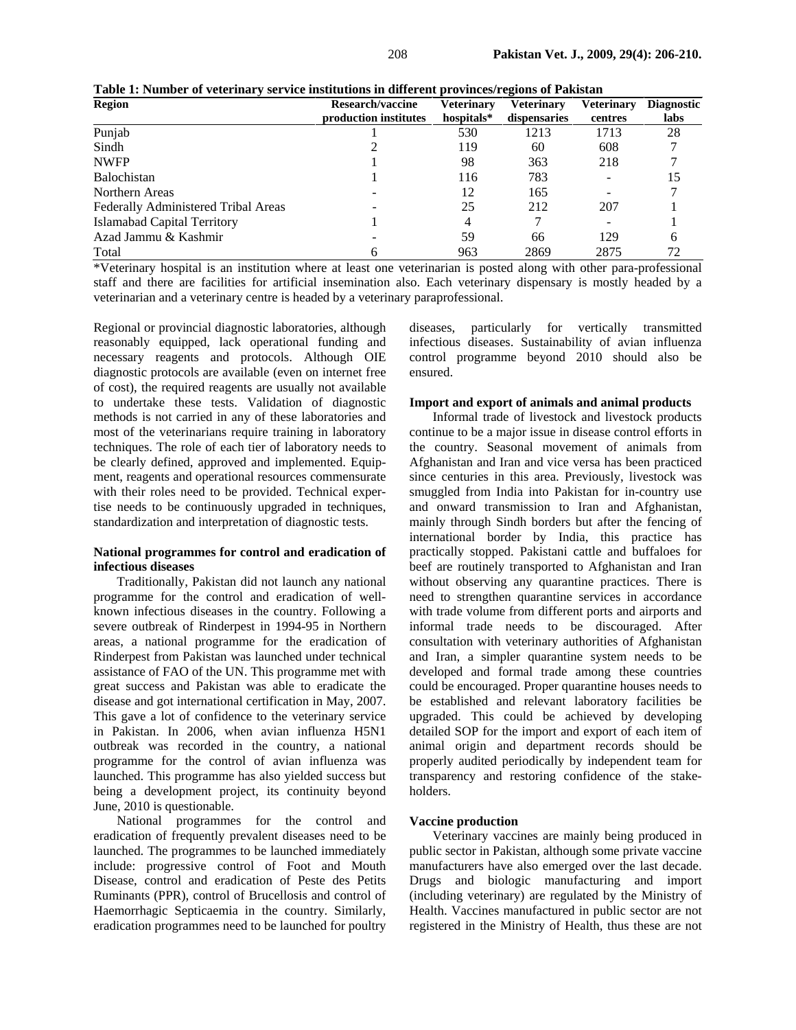**Table 1: Number of veterinary service institutions in different provinces/regions of Pakistan**

| Region | Research/vaccine production institutes | Veterinary hospitals* | Veterinary dispensaries | Veterinary centres | Diagnostic labs |
|---|---|---|---|---|---|
| Punjab | 1 | 530 | 1213 | 1713 | 28 |
| Sindh | 2 | 119 | 60 | 608 | 7 |
| NWFP | 1 | 98 | 363 | 218 | 7 |
| Balochistan | 1 | 116 | 783 | - | 15 |
| Northern Areas | - | 12 | 165 | - | 7 |
| Federally Administered Tribal Areas | - | 25 | 212 | 207 | 1 |
| Islamabad Capital Territory | 1 | 4 | 7 | - | 1 |
| Azad Jammu & Kashmir | - | 59 | 66 | 129 | 6 |
| Total | 6 | 963 | 2869 | 2875 | 72 |

*Veterinary hospital is an institution where at least one veterinarian is posted along with other para-professional staff and there are facilities for artificial insemination also. Each veterinary dispensary is mostly headed by a veterinarian and a veterinary centre is headed by a veterinary paraprofessional.

Regional or provincial diagnostic laboratories, although reasonably equipped, lack operational funding and necessary reagents and protocols. Although OIE diagnostic protocols are available (even on internet free of cost), the required reagents are usually not available to undertake these tests. Validation of diagnostic methods is not carried in any of these laboratories and most of the veterinarians require training in laboratory techniques. The role of each tier of laboratory needs to be clearly defined, approved and implemented. Equipment, reagents and operational resources commensurate with their roles need to be provided. Technical expertise needs to be continuously upgraded in techniques, standardization and interpretation of diagnostic tests.

### National programmes for control and eradication of infectious diseases

Traditionally, Pakistan did not launch any national programme for the control and eradication of well-known infectious diseases in the country. Following a severe outbreak of Rinderpest in 1994-95 in Northern areas, a national programme for the eradication of Rinderpest from Pakistan was launched under technical assistance of FAO of the UN. This programme met with great success and Pakistan was able to eradicate the disease and got international certification in May, 2007. This gave a lot of confidence to the veterinary service in Pakistan. In 2006, when avian influenza H5N1 outbreak was recorded in the country, a national programme for the control of avian influenza was launched. This programme has also yielded success but being a development project, its continuity beyond June, 2010 is questionable.

National programmes for the control and eradication of frequently prevalent diseases need to be launched. The programmes to be launched immediately include: progressive control of Foot and Mouth Disease, control and eradication of Peste des Petits Ruminants (PPR), control of Brucellosis and control of Haemorrhagic Septicaemia in the country. Similarly, eradication programmes need to be launched for poultry diseases, particularly for vertically transmitted infectious diseases. Sustainability of avian influenza control programme beyond 2010 should also be ensured.

### Import and export of animals and animal products

Informal trade of livestock and livestock products continue to be a major issue in disease control efforts in the country. Seasonal movement of animals from Afghanistan and Iran and vice versa has been practiced since centuries in this area. Previously, livestock was smuggled from India into Pakistan for in-country use and onward transmission to Iran and Afghanistan, mainly through Sindh borders but after the fencing of international border by India, this practice has practically stopped. Pakistani cattle and buffaloes for beef are routinely transported to Afghanistan and Iran without observing any quarantine practices. There is need to strengthen quarantine services in accordance with trade volume from different ports and airports and informal trade needs to be discouraged. After consultation with veterinary authorities of Afghanistan and Iran, a simpler quarantine system needs to be developed and formal trade among these countries could be encouraged. Proper quarantine houses needs to be established and relevant laboratory facilities be upgraded. This could be achieved by developing detailed SOP for the import and export of each item of animal origin and department records should be properly audited periodically by independent team for transparency and restoring confidence of the stakeholders.

### Vaccine production

Veterinary vaccines are mainly being produced in public sector in Pakistan, although some private vaccine manufacturers have also emerged over the last decade. Drugs and biologic manufacturing and import (including veterinary) are regulated by the Ministry of Health. Vaccines manufactured in public sector are not registered in the Ministry of Health, thus these are not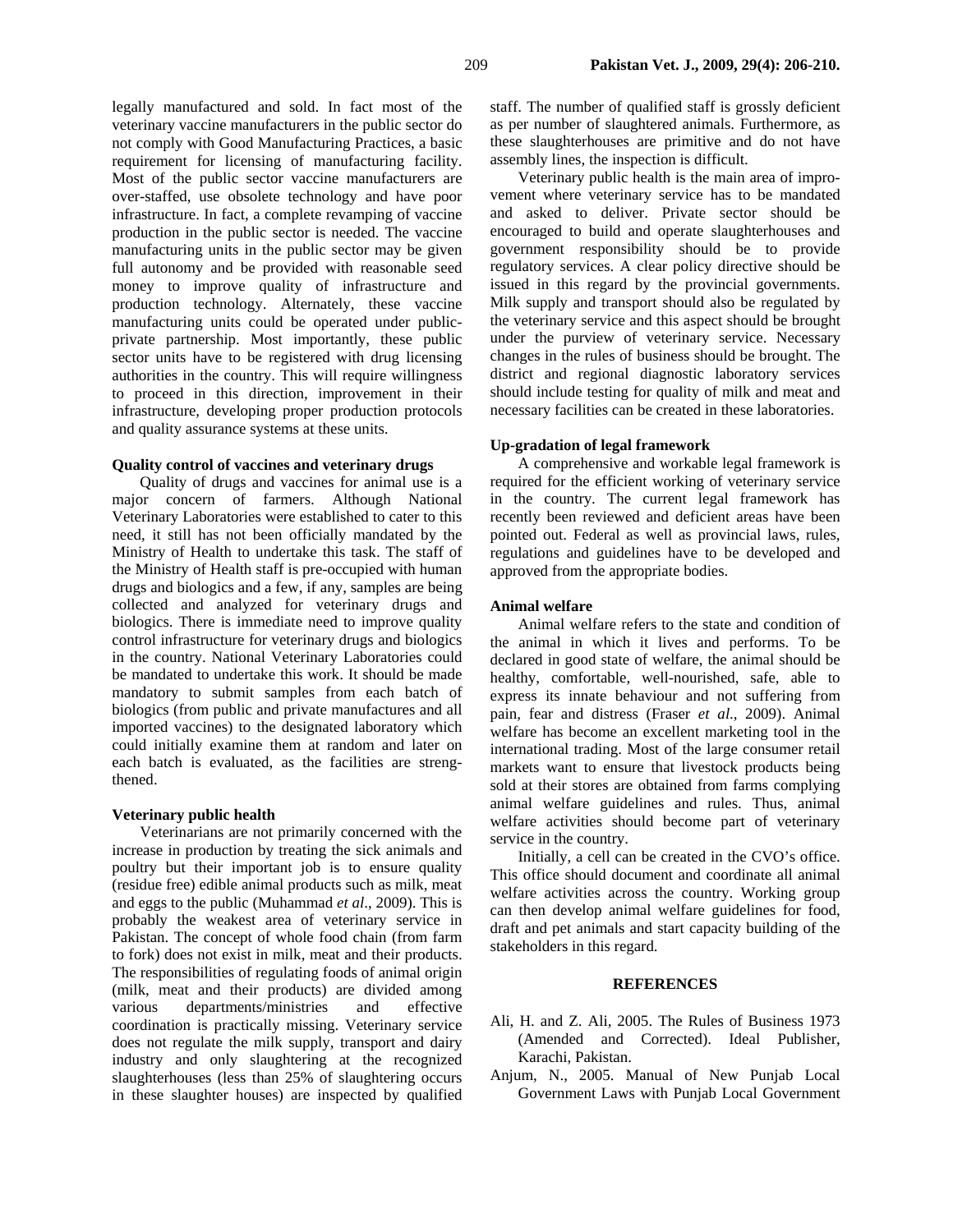legally manufactured and sold. In fact most of the veterinary vaccine manufacturers in the public sector do not comply with Good Manufacturing Practices, a basic requirement for licensing of manufacturing facility. Most of the public sector vaccine manufacturers are over-staffed, use obsolete technology and have poor infrastructure. In fact, a complete revamping of vaccine production in the public sector is needed. The vaccine manufacturing units in the public sector may be given full autonomy and be provided with reasonable seed money to improve quality of infrastructure and production technology. Alternately, these vaccine manufacturing units could be operated under public-private partnership. Most importantly, these public sector units have to be registered with drug licensing authorities in the country. This will require willingness to proceed in this direction, improvement in their infrastructure, developing proper production protocols and quality assurance systems at these units.

**Quality control of vaccines and veterinary drugs**

Quality of drugs and vaccines for animal use is a major concern of farmers. Although National Veterinary Laboratories were established to cater to this need, it still has not been officially mandated by the Ministry of Health to undertake this task. The staff of the Ministry of Health staff is pre-occupied with human drugs and biologics and a few, if any, samples are being collected and analyzed for veterinary drugs and biologics. There is immediate need to improve quality control infrastructure for veterinary drugs and biologics in the country. National Veterinary Laboratories could be mandated to undertake this work. It should be made mandatory to submit samples from each batch of biologics (from public and private manufactures and all imported vaccines) to the designated laboratory which could initially examine them at random and later on each batch is evaluated, as the facilities are strengthened.

**Veterinary public health**

Veterinarians are not primarily concerned with the increase in production by treating the sick animals and poultry but their important job is to ensure quality (residue free) edible animal products such as milk, meat and eggs to the public (Muhammad *et al*., 2009). This is probably the weakest area of veterinary service in Pakistan. The concept of whole food chain (from farm to fork) does not exist in milk, meat and their products. The responsibilities of regulating foods of animal origin (milk, meat and their products) are divided among various departments/ministries and effective coordination is practically missing. Veterinary service does not regulate the milk supply, transport and dairy industry and only slaughtering at the recognized slaughterhouses (less than 25% of slaughtering occurs in these slaughter houses) are inspected by qualified staff. The number of qualified staff is grossly deficient as per number of slaughtered animals. Furthermore, as these slaughterhouses are primitive and do not have assembly lines, the inspection is difficult.

Veterinary public health is the main area of improvement where veterinary service has to be mandated and asked to deliver. Private sector should be encouraged to build and operate slaughterhouses and government responsibility should be to provide regulatory services. A clear policy directive should be issued in this regard by the provincial governments. Milk supply and transport should also be regulated by the veterinary service and this aspect should be brought under the purview of veterinary service. Necessary changes in the rules of business should be brought. The district and regional diagnostic laboratory services should include testing for quality of milk and meat and necessary facilities can be created in these laboratories.

**Up-gradation of legal framework**

A comprehensive and workable legal framework is required for the efficient working of veterinary service in the country. The current legal framework has recently been reviewed and deficient areas have been pointed out. Federal as well as provincial laws, rules, regulations and guidelines have to be developed and approved from the appropriate bodies.

**Animal welfare**

Animal welfare refers to the state and condition of the animal in which it lives and performs. To be declared in good state of welfare, the animal should be healthy, comfortable, well-nourished, safe, able to express its innate behaviour and not suffering from pain, fear and distress (Fraser *et al*., 2009). Animal welfare has become an excellent marketing tool in the international trading. Most of the large consumer retail markets want to ensure that livestock products being sold at their stores are obtained from farms complying animal welfare guidelines and rules. Thus, animal welfare activities should become part of veterinary service in the country.

Initially, a cell can be created in the CVO's office. This office should document and coordinate all animal welfare activities across the country. Working group can then develop animal welfare guidelines for food, draft and pet animals and start capacity building of the stakeholders in this regard.

## REFERENCES

Ali, H. and Z. Ali, 2005. The Rules of Business 1973 (Amended and Corrected). Ideal Publisher, Karachi, Pakistan.

Anjum, N., 2005. Manual of New Punjab Local Government Laws with Punjab Local Government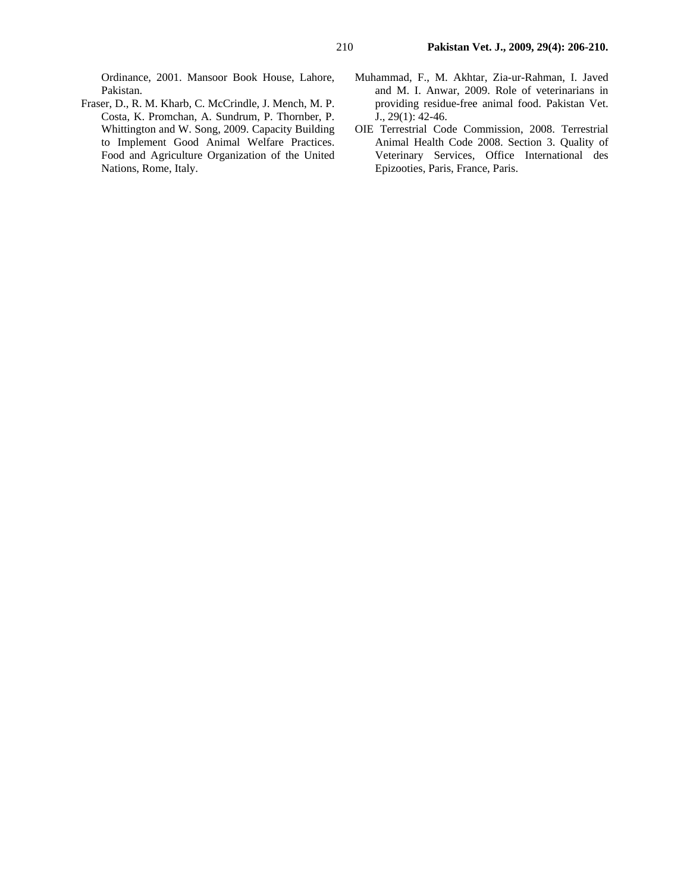Ordinance, 2001. Mansoor Book House, Lahore, Pakistan.

Fraser, D., R. M. Kharb, C. McCrindle, J. Mench, M. P. Costa, K. Promchan, A. Sundrum, P. Thornber, P. Whittington and W. Song, 2009. Capacity Building to Implement Good Animal Welfare Practices. Food and Agriculture Organization of the United Nations, Rome, Italy.

Muhammad, F., M. Akhtar, Zia-ur-Rahman, I. Javed and M. I. Anwar, 2009. Role of veterinarians in providing residue-free animal food. Pakistan Vet. J., 29(1): 42-46.

OIE Terrestrial Code Commission, 2008. Terrestrial Animal Health Code 2008. Section 3. Quality of Veterinary Services, Office International des Epizooties, Paris, France, Paris.